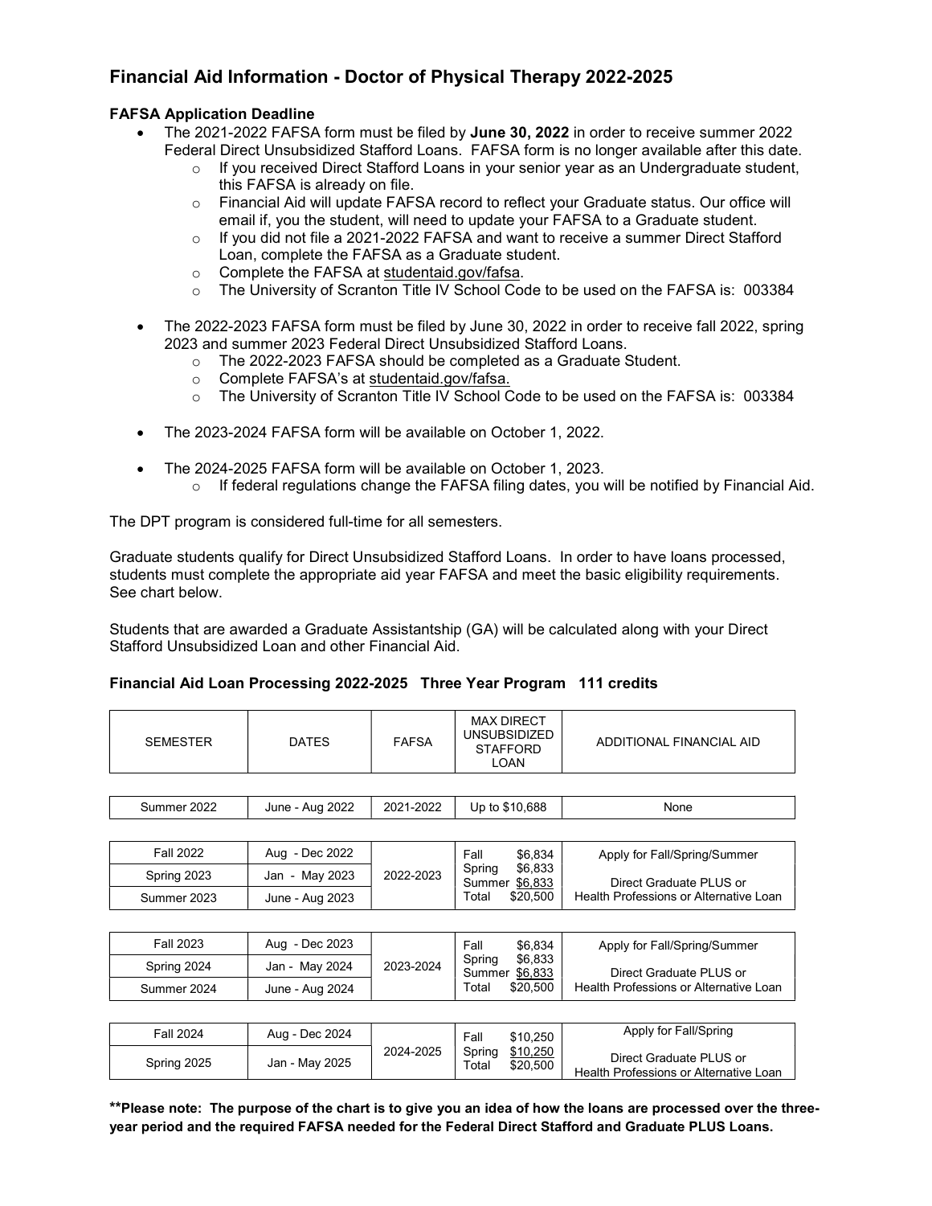# Financial Aid Information - Doctor of Physical Therapy 2022-2025

### FAFSA Application Deadline

- The 2021-2022 FAFSA form must be filed by **June 30, 2022** in order to receive summer 2022 Federal Direct Unsubsidized Stafford Loans. FAFSA form is no longer available after this date.
  - If you received Direct Stafford Loans in your senior year as an Undergraduate student, this FAFSA is already on file.
  - Financial Aid will update FAFSA record to reflect your Graduate status. Our office will email if, you the student, will need to update your FAFSA to a Graduate student.
  - If you did not file a 2021-2022 FAFSA and want to receive a summer Direct Stafford Loan, complete the FAFSA as a Graduate student.
  - Complete the FAFSA at studentaid.gov/fafsa.
  - The University of Scranton Title IV School Code to be used on the FAFSA is: 003384

- The 2022-2023 FAFSA form must be filed by June 30, 2022 in order to receive fall 2022, spring 2023 and summer 2023 Federal Direct Unsubsidized Stafford Loans.
  - The 2022-2023 FAFSA should be completed as a Graduate Student.
  - Complete FAFSA's at studentaid.gov/fafsa.
  - The University of Scranton Title IV School Code to be used on the FAFSA is: 003384

- The 2023-2024 FAFSA form will be available on October 1, 2022.

- The 2024-2025 FAFSA form will be available on October 1, 2023.
  - If federal regulations change the FAFSA filing dates, you will be notified by Financial Aid.

The DPT program is considered full-time for all semesters.

Graduate students qualify for Direct Unsubsidized Stafford Loans. In order to have loans processed, students must complete the appropriate aid year FAFSA and meet the basic eligibility requirements. See chart below.

Students that are awarded a Graduate Assistantship (GA) will be calculated along with your Direct Stafford Unsubsidized Loan and other Financial Aid.

### Financial Aid Loan Processing 2022-2025 Three Year Program 111 credits

| SEMESTER | DATES | FAFSA | MAX DIRECT UNSUBSIDIZED STAFFORD LOAN | ADDITIONAL FINANCIAL AID |
|---|---|---|---|---|
| Summer 2022 | June - Aug 2022 | 2021-2022 | Up to $10,688 | None |
| Fall 2022 | Aug - Dec 2022 | 2022-2023 | Fall $6,834 | Apply for Fall/Spring/Summer |
| Spring 2023 | Jan - May 2023 | | Spring $6,833 | Direct Graduate PLUS or |
| Summer 2023 | June - Aug 2023 | | Summer $6,833<br>Total $20,500 | Health Professions or Alternative Loan |
| Fall 2023 | Aug - Dec 2023 | 2023-2024 | Fall $6,834 | Apply for Fall/Spring/Summer |
| Spring 2024 | Jan - May 2024 | | Spring $6,833 | Direct Graduate PLUS or |
| Summer 2024 | June - Aug 2024 | | Summer $6,833<br>Total $20,500 | Health Professions or Alternative Loan |
| Fall 2024 | Aug - Dec 2024 | 2024-2025 | Fall $10,250 | Apply for Fall/Spring |
| Spring 2025 | Jan - May 2025 | | Spring $10,250<br>Total $20,500 | Direct Graduate PLUS or Health Professions or Alternative Loan |

****Please note: The purpose of the chart is to give you an idea of how the loans are processed over the three-year period and the required FAFSA needed for the Federal Direct Stafford and Graduate PLUS Loans.**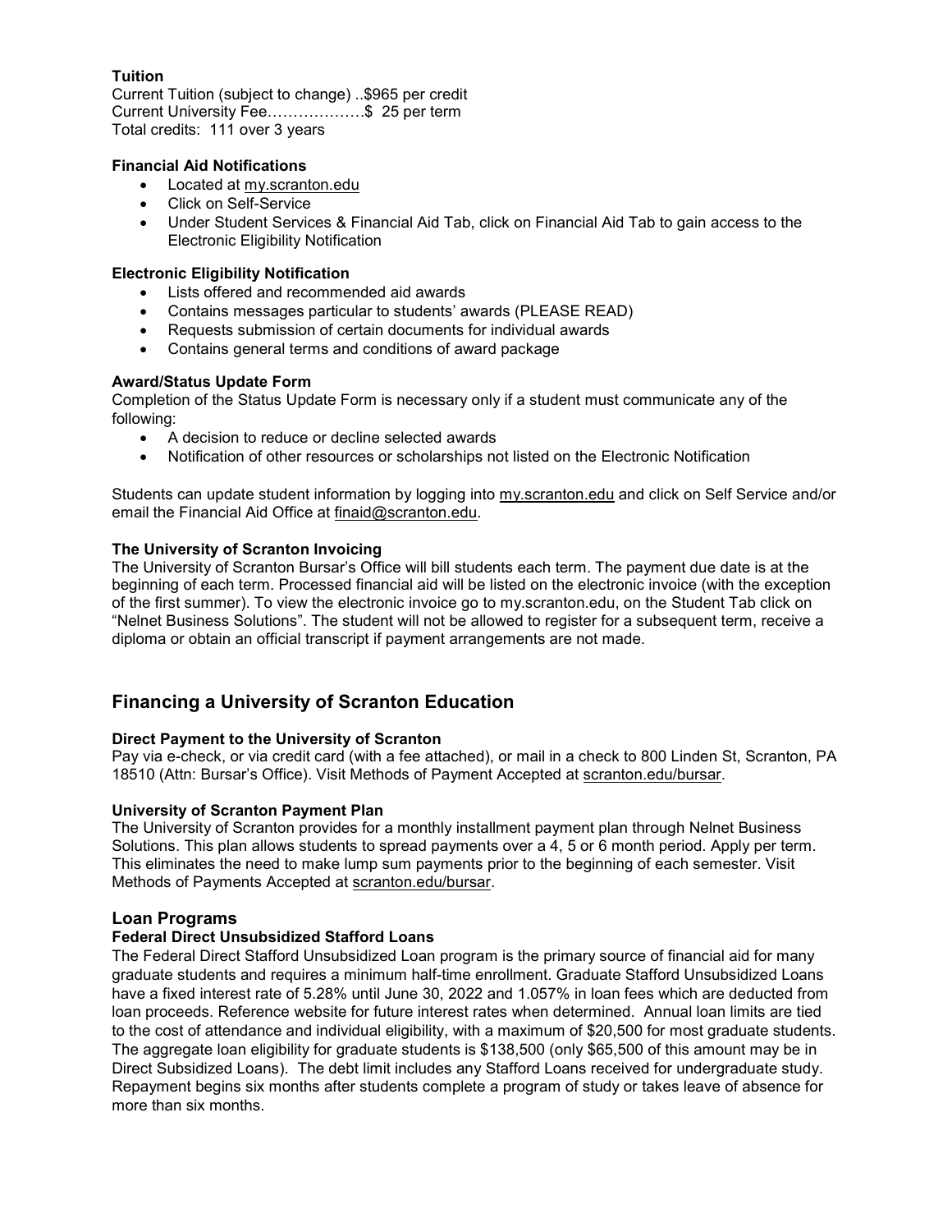**Tuition**

Current Tuition (subject to change) ..$965 per credit
Current University Fee……………….$ 25 per term
Total credits: 111 over 3 years

**Financial Aid Notifications**

- Located at my.scranton.edu
- Click on Self-Service
- Under Student Services & Financial Aid Tab, click on Financial Aid Tab to gain access to the Electronic Eligibility Notification

**Electronic Eligibility Notification**

- Lists offered and recommended aid awards
- Contains messages particular to students' awards (PLEASE READ)
- Requests submission of certain documents for individual awards
- Contains general terms and conditions of award package

**Award/Status Update Form**

Completion of the Status Update Form is necessary only if a student must communicate any of the following:

- A decision to reduce or decline selected awards
- Notification of other resources or scholarships not listed on the Electronic Notification

Students can update student information by logging into my.scranton.edu and click on Self Service and/or email the Financial Aid Office at finaid@scranton.edu.

**The University of Scranton Invoicing**

The University of Scranton Bursar's Office will bill students each term. The payment due date is at the beginning of each term. Processed financial aid will be listed on the electronic invoice (with the exception of the first summer). To view the electronic invoice go to my.scranton.edu, on the Student Tab click on "Nelnet Business Solutions". The student will not be allowed to register for a subsequent term, receive a diploma or obtain an official transcript if payment arrangements are not made.

## Financing a University of Scranton Education

**Direct Payment to the University of Scranton**

Pay via e-check, or via credit card (with a fee attached), or mail in a check to 800 Linden St, Scranton, PA 18510 (Attn: Bursar's Office). Visit Methods of Payment Accepted at scranton.edu/bursar.

**University of Scranton Payment Plan**

The University of Scranton provides for a monthly installment payment plan through Nelnet Business Solutions. This plan allows students to spread payments over a 4, 5 or 6 month period. Apply per term. This eliminates the need to make lump sum payments prior to the beginning of each semester. Visit Methods of Payments Accepted at scranton.edu/bursar.

### Loan Programs

**Federal Direct Unsubsidized Stafford Loans**

The Federal Direct Stafford Unsubsidized Loan program is the primary source of financial aid for many graduate students and requires a minimum half-time enrollment. Graduate Stafford Unsubsidized Loans have a fixed interest rate of 5.28% until June 30, 2022 and 1.057% in loan fees which are deducted from loan proceeds. Reference website for future interest rates when determined. Annual loan limits are tied to the cost of attendance and individual eligibility, with a maximum of $20,500 for most graduate students. The aggregate loan eligibility for graduate students is $138,500 (only $65,500 of this amount may be in Direct Subsidized Loans). The debt limit includes any Stafford Loans received for undergraduate study. Repayment begins six months after students complete a program of study or takes leave of absence for more than six months.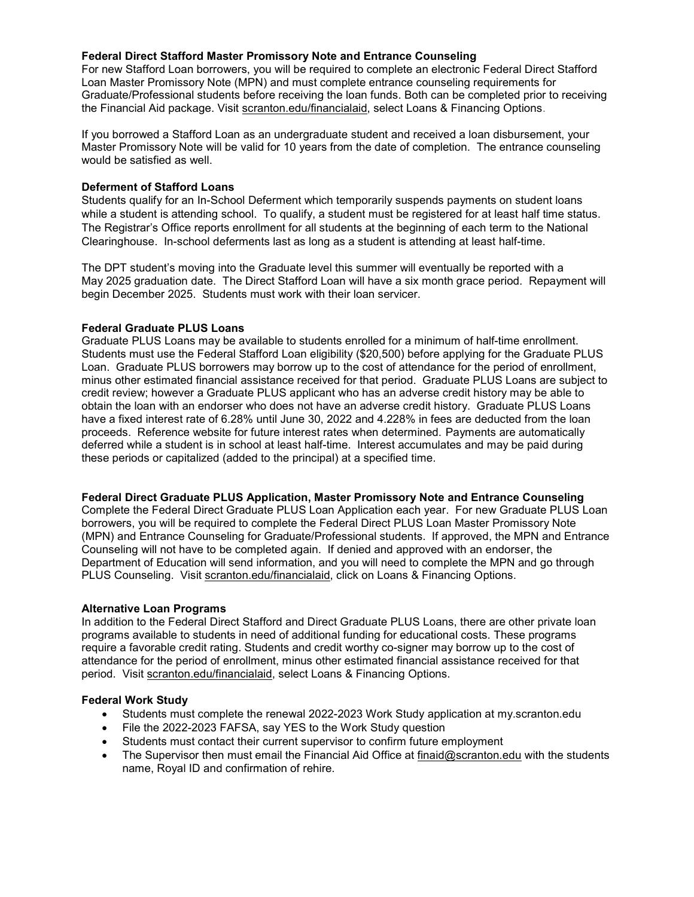**Federal Direct Stafford Master Promissory Note and Entrance Counseling**

For new Stafford Loan borrowers, you will be required to complete an electronic Federal Direct Stafford Loan Master Promissory Note (MPN) and must complete entrance counseling requirements for Graduate/Professional students before receiving the loan funds. Both can be completed prior to receiving the Financial Aid package. Visit scranton.edu/financialaid, select Loans & Financing Options.

If you borrowed a Stafford Loan as an undergraduate student and received a loan disbursement, your Master Promissory Note will be valid for 10 years from the date of completion. The entrance counseling would be satisfied as well.

**Deferment of Stafford Loans**

Students qualify for an In-School Deferment which temporarily suspends payments on student loans while a student is attending school. To qualify, a student must be registered for at least half time status. The Registrar's Office reports enrollment for all students at the beginning of each term to the National Clearinghouse. In-school deferments last as long as a student is attending at least half-time.

The DPT student's moving into the Graduate level this summer will eventually be reported with a May 2025 graduation date. The Direct Stafford Loan will have a six month grace period. Repayment will begin December 2025. Students must work with their loan servicer.

**Federal Graduate PLUS Loans**

Graduate PLUS Loans may be available to students enrolled for a minimum of half-time enrollment. Students must use the Federal Stafford Loan eligibility ($20,500) before applying for the Graduate PLUS Loan. Graduate PLUS borrowers may borrow up to the cost of attendance for the period of enrollment, minus other estimated financial assistance received for that period. Graduate PLUS Loans are subject to credit review; however a Graduate PLUS applicant who has an adverse credit history may be able to obtain the loan with an endorser who does not have an adverse credit history. Graduate PLUS Loans have a fixed interest rate of 6.28% until June 30, 2022 and 4.228% in fees are deducted from the loan proceeds. Reference website for future interest rates when determined. Payments are automatically deferred while a student is in school at least half-time. Interest accumulates and may be paid during these periods or capitalized (added to the principal) at a specified time.

**Federal Direct Graduate PLUS Application, Master Promissory Note and Entrance Counseling**

Complete the Federal Direct Graduate PLUS Loan Application each year. For new Graduate PLUS Loan borrowers, you will be required to complete the Federal Direct PLUS Loan Master Promissory Note (MPN) and Entrance Counseling for Graduate/Professional students. If approved, the MPN and Entrance Counseling will not have to be completed again. If denied and approved with an endorser, the Department of Education will send information, and you will need to complete the MPN and go through PLUS Counseling. Visit scranton.edu/financialaid, click on Loans & Financing Options.

**Alternative Loan Programs**

In addition to the Federal Direct Stafford and Direct Graduate PLUS Loans, there are other private loan programs available to students in need of additional funding for educational costs. These programs require a favorable credit rating. Students and credit worthy co-signer may borrow up to the cost of attendance for the period of enrollment, minus other estimated financial assistance received for that period. Visit scranton.edu/financialaid, select Loans & Financing Options.

**Federal Work Study**

- Students must complete the renewal 2022-2023 Work Study application at my.scranton.edu
- File the 2022-2023 FAFSA, say YES to the Work Study question
- Students must contact their current supervisor to confirm future employment
- The Supervisor then must email the Financial Aid Office at finaid@scranton.edu with the students name, Royal ID and confirmation of rehire.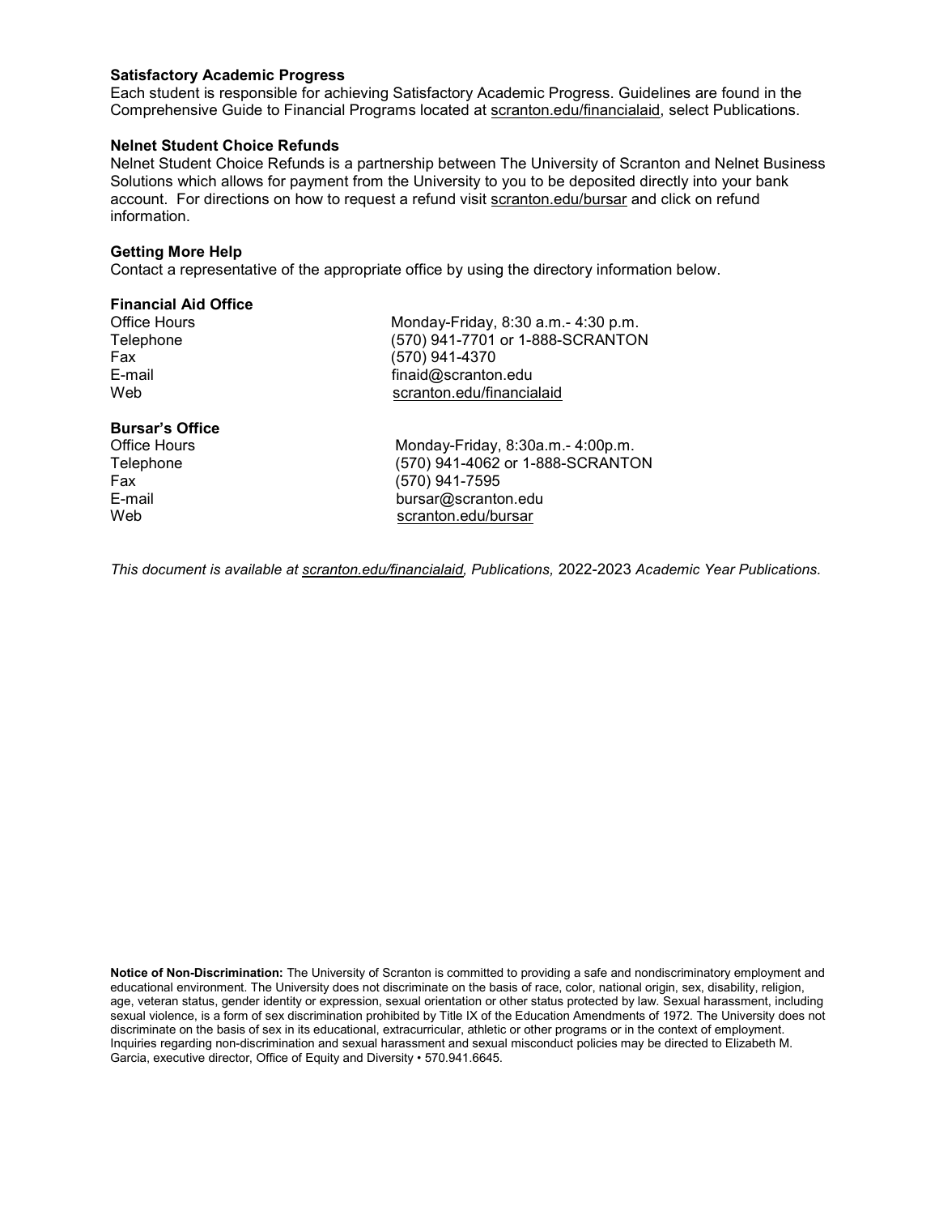### Satisfactory Academic Progress

Each student is responsible for achieving Satisfactory Academic Progress. Guidelines are found in the Comprehensive Guide to Financial Programs located at scranton.edu/financialaid, select Publications.

### Nelnet Student Choice Refunds

Nelnet Student Choice Refunds is a partnership between The University of Scranton and Nelnet Business Solutions which allows for payment from the University to you to be deposited directly into your bank account. For directions on how to request a refund visit scranton.edu/bursar and click on refund information.

### Getting More Help

Contact a representative of the appropriate office by using the directory information below.

### Financial Aid Office

| | |
|---|---|
| Office Hours | Monday-Friday, 8:30 a.m.- 4:30 p.m. |
| Telephone | (570) 941-7701 or 1-888-SCRANTON |
| Fax | (570) 941-4370 |
| E-mail | finaid@scranton.edu |
| Web | scranton.edu/financialaid |

### Bursar's Office

| | |
|---|---|
| Office Hours | Monday-Friday, 8:30a.m.- 4:00p.m. |
| Telephone | (570) 941-4062 or 1-888-SCRANTON |
| Fax | (570) 941-7595 |
| E-mail | bursar@scranton.edu |
| Web | scranton.edu/bursar |

*This document is available at scranton.edu/financialaid, Publications,* 2022-2023 *Academic Year Publications.*

**Notice of Non-Discrimination:** The University of Scranton is committed to providing a safe and nondiscriminatory employment and educational environment. The University does not discriminate on the basis of race, color, national origin, sex, disability, religion, age, veteran status, gender identity or expression, sexual orientation or other status protected by law. Sexual harassment, including sexual violence, is a form of sex discrimination prohibited by Title IX of the Education Amendments of 1972. The University does not discriminate on the basis of sex in its educational, extracurricular, athletic or other programs or in the context of employment. Inquiries regarding non-discrimination and sexual harassment and sexual misconduct policies may be directed to Elizabeth M. Garcia, executive director, Office of Equity and Diversity • 570.941.6645.